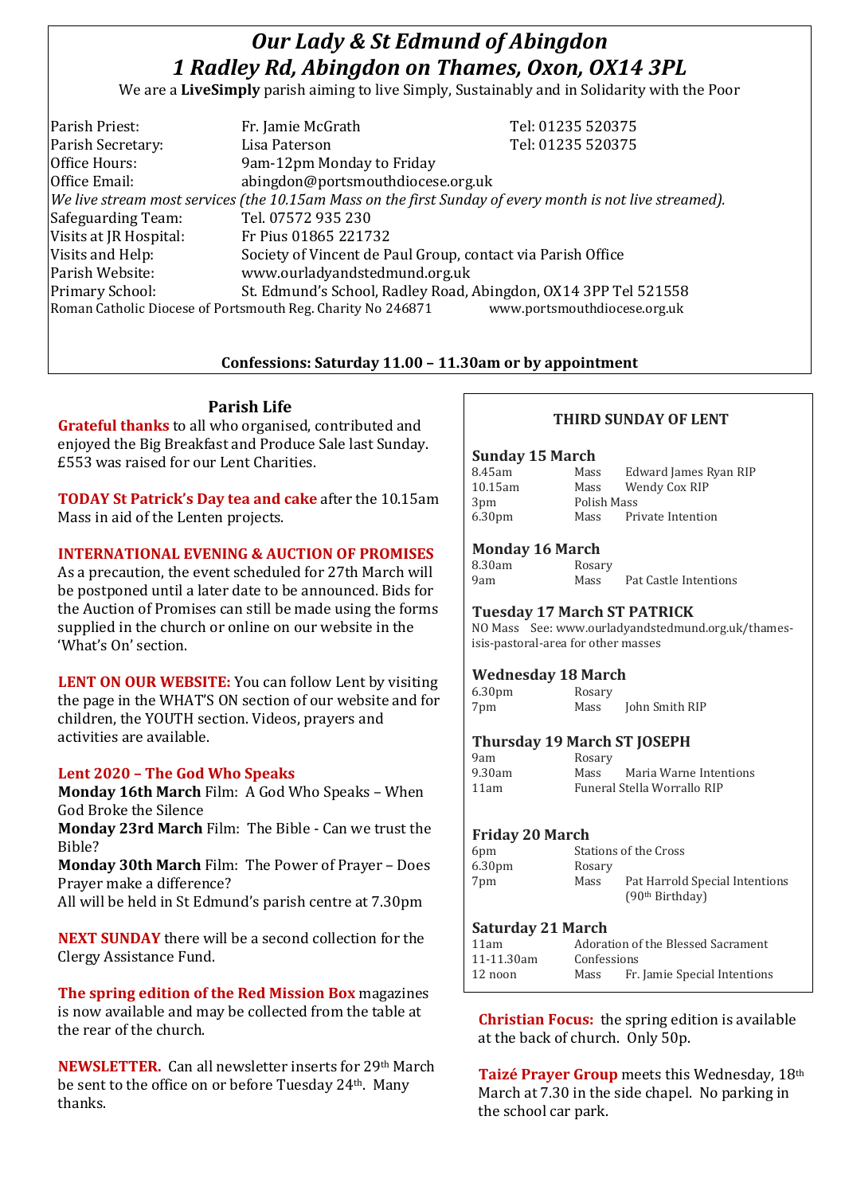# *Our Lady & St Edmund of Abingdon*
# *1 Radley Rd, Abingdon on Thames, Oxon, OX14 3PL*

We are a **LiveSimply** parish aiming to live Simply, Sustainably and in Solidarity with the Poor

| | | |
|---|---|---|
| Parish Priest: | Fr. Jamie McGrath | Tel: 01235 520375 |
| Parish Secretary: | Lisa Paterson | Tel: 01235 520375 |
| Office Hours: | 9am-12pm Monday to Friday | |
| Office Email: | abingdon@portsmouthdiocese.org.uk | |

*We live stream most services (the 10.15am Mass on the first Sunday of every month is not live streamed).*

| | |
|---|---|
| Safeguarding Team: | Tel. 07572 935 230 |
| Visits at JR Hospital: | Fr Pius 01865 221732 |
| Visits and Help: | Society of Vincent de Paul Group, contact via Parish Office |
| Parish Website: | www.ourladyandstedmund.org.uk |
| Primary School: | St. Edmund's School, Radley Road, Abingdon, OX14 3PP Tel 521558 |

Roman Catholic Diocese of Portsmouth Reg. Charity No 246871 www.portsmouthdiocese.org.uk

**Confessions: Saturday 11.00 – 11.30am or by appointment**

## Parish Life

**Grateful thanks** to all who organised, contributed and enjoyed the Big Breakfast and Produce Sale last Sunday. £553 was raised for our Lent Charities.

**TODAY St Patrick's Day tea and cake** after the 10.15am Mass in aid of the Lenten projects.

**INTERNATIONAL EVENING & AUCTION OF PROMISES**
As a precaution, the event scheduled for 27th March will be postponed until a later date to be announced. Bids for the Auction of Promises can still be made using the forms supplied in the church or online on our website in the 'What's On' section.

**LENT ON OUR WEBSITE:** You can follow Lent by visiting the page in the WHAT'S ON section of our website and for children, the YOUTH section. Videos, prayers and activities are available.

**Lent 2020 – The God Who Speaks**
**Monday 16th March** Film: A God Who Speaks – When God Broke the Silence
**Monday 23rd March** Film: The Bible - Can we trust the Bible?
**Monday 30th March** Film: The Power of Prayer – Does Prayer make a difference?
All will be held in St Edmund's parish centre at 7.30pm

**NEXT SUNDAY** there will be a second collection for the Clergy Assistance Fund.

**The spring edition of the Red Mission Box** magazines is now available and may be collected from the table at the rear of the church.

**NEWSLETTER.** Can all newsletter inserts for 29th March be sent to the office on or before Tuesday 24th. Many thanks.

### THIRD SUNDAY OF LENT

**Sunday 15 March**

| | | |
|---|---|---|
| 8.45am | Mass | Edward James Ryan RIP |
| 10.15am | Mass | Wendy Cox RIP |
| 3pm | Polish Mass | |
| 6.30pm | Mass | Private Intention |

**Monday 16 March**

| | | |
|---|---|---|
| 8.30am | Rosary | |
| 9am | Mass | Pat Castle Intentions |

**Tuesday 17 March ST PATRICK**
NO Mass See: www.ourladyandstedmund.org.uk/thames-isis-pastoral-area for other masses

**Wednesday 18 March**

| | | |
|---|---|---|
| 6.30pm | Rosary | |
| 7pm | Mass | John Smith RIP |

**Thursday 19 March ST JOSEPH**

| | | |
|---|---|---|
| 9am | Rosary | |
| 9.30am | Mass | Maria Warne Intentions |
| 11am | Funeral Stella Worrallo RIP | |

**Friday 20 March**

| | | |
|---|---|---|
| 6pm | Stations of the Cross | |
| 6.30pm | Rosary | |
| 7pm | Mass | Pat Harrold Special Intentions (90th Birthday) |

**Saturday 21 March**

| | | |
|---|---|---|
| 11am | Adoration of the Blessed Sacrament | |
| 11-11.30am | Confessions | |
| 12 noon | Mass | Fr. Jamie Special Intentions |

**Christian Focus:** the spring edition is available at the back of church. Only 50p.

**Taizé Prayer Group** meets this Wednesday, 18th March at 7.30 in the side chapel. No parking in the school car park.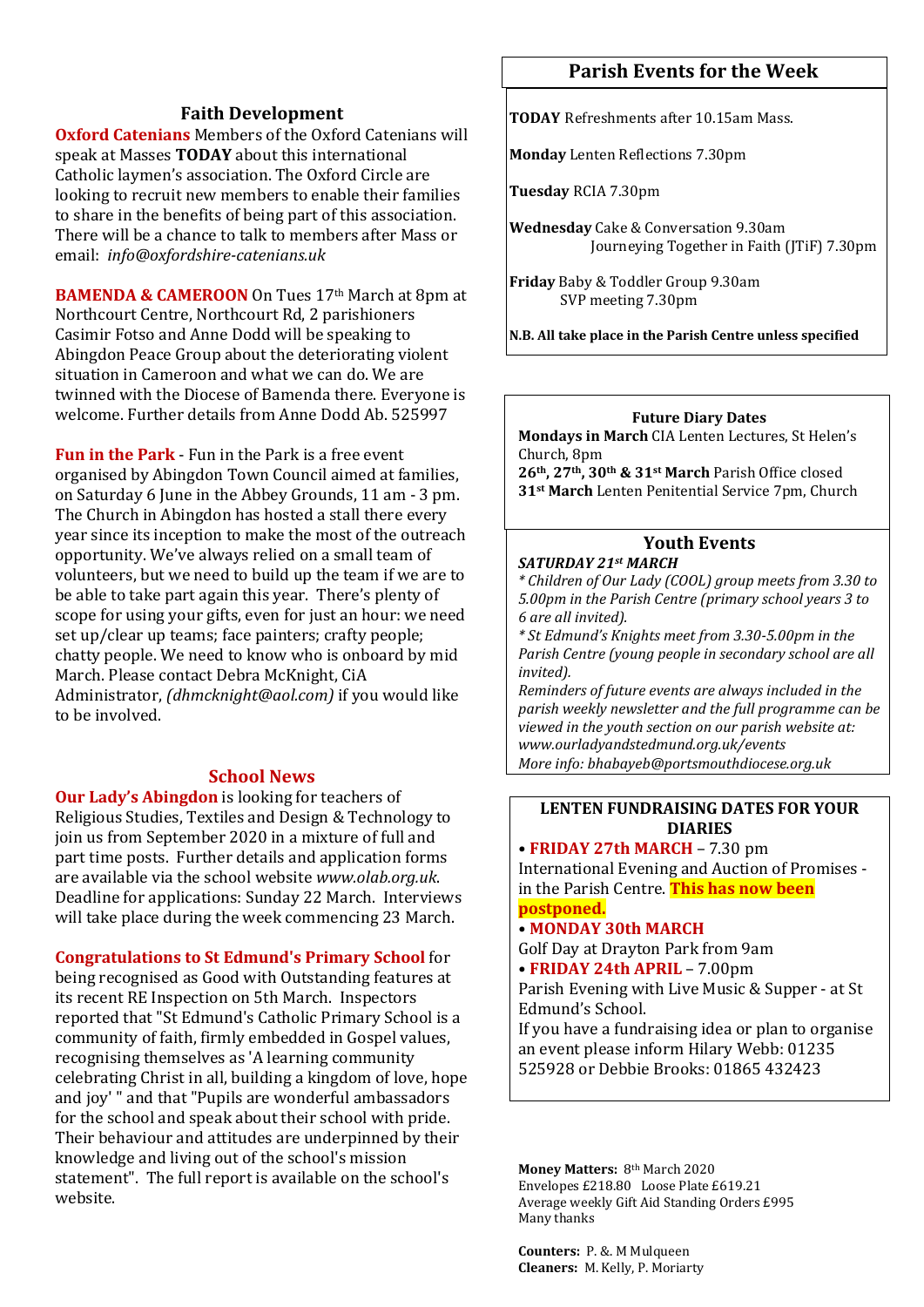## Faith Development

**Oxford Catenians** Members of the Oxford Catenians will speak at Masses **TODAY** about this international Catholic laymen's association. The Oxford Circle are looking to recruit new members to enable their families to share in the benefits of being part of this association. There will be a chance to talk to members after Mass or email: *info@oxfordshire-catenians.uk*

**BAMENDA & CAMEROON** On Tues 17th March at 8pm at Northcourt Centre, Northcourt Rd, 2 parishioners Casimir Fotso and Anne Dodd will be speaking to Abingdon Peace Group about the deteriorating violent situation in Cameroon and what we can do. We are twinned with the Diocese of Bamenda there. Everyone is welcome. Further details from Anne Dodd Ab. 525997

**Fun in the Park** - Fun in the Park is a free event organised by Abingdon Town Council aimed at families, on Saturday 6 June in the Abbey Grounds, 11 am - 3 pm. The Church in Abingdon has hosted a stall there every year since its inception to make the most of the outreach opportunity. We've always relied on a small team of volunteers, but we need to build up the team if we are to be able to take part again this year. There's plenty of scope for using your gifts, even for just an hour: we need set up/clear up teams; face painters; crafty people; chatty people. We need to know who is onboard by mid March. Please contact Debra McKnight, CiA Administrator, *(dhmcknight@aol.com)* if you would like to be involved.

## School News

**Our Lady's Abingdon** is looking for teachers of Religious Studies, Textiles and Design & Technology to join us from September 2020 in a mixture of full and part time posts. Further details and application forms are available via the school website *www.olab.org.uk*. Deadline for applications: Sunday 22 March. Interviews will take place during the week commencing 23 March.

**Congratulations to St Edmund's Primary School** for being recognised as Good with Outstanding features at its recent RE Inspection on 5th March. Inspectors reported that "St Edmund's Catholic Primary School is a community of faith, firmly embedded in Gospel values, recognising themselves as 'A learning community celebrating Christ in all, building a kingdom of love, hope and joy' " and that "Pupils are wonderful ambassadors for the school and speak about their school with pride. Their behaviour and attitudes are underpinned by their knowledge and living out of the school's mission statement". The full report is available on the school's website.

## Parish Events for the Week

**TODAY** Refreshments after 10.15am Mass.

**Monday** Lenten Reflections 7.30pm

**Tuesday** RCIA 7.30pm

**Wednesday** Cake & Conversation 9.30am
Journeying Together in Faith (JTiF) 7.30pm

**Friday** Baby & Toddler Group 9.30am
SVP meeting 7.30pm

**N.B. All take place in the Parish Centre unless specified**

### Future Diary Dates

**Mondays in March** CIA Lenten Lectures, St Helen's Church, 8pm
**26th, 27th, 30th & 31st March** Parish Office closed
**31st March** Lenten Penitential Service 7pm, Church

## Youth Events

***SATURDAY 21st MARCH***

*\* Children of Our Lady (COOL) group meets from 3.30 to 5.00pm in the Parish Centre (primary school years 3 to 6 are all invited).*

*\* St Edmund's Knights meet from 3.30-5.00pm in the Parish Centre (young people in secondary school are all invited).*

*Reminders of future events are always included in the parish weekly newsletter and the full programme can be viewed in the youth section on our parish website at: www.ourladyandstedmund.org.uk/events*
*More info: bhabayeb@portsmouthdiocese.org.uk*

### LENTEN FUNDRAISING DATES FOR YOUR DIARIES

- **FRIDAY 27th MARCH** – 7.30 pm
International Evening and Auction of Promises - in the Parish Centre. **This has now been postponed.**
- **MONDAY 30th MARCH**
Golf Day at Drayton Park from 9am
- **FRIDAY 24th APRIL** – 7.00pm
Parish Evening with Live Music & Supper - at St Edmund's School.

If you have a fundraising idea or plan to organise an event please inform Hilary Webb: 01235 525928 or Debbie Brooks: 01865 432423

**Money Matters:** 8th March 2020
Envelopes £218.80 Loose Plate £619.21
Average weekly Gift Aid Standing Orders £995
Many thanks

**Counters:** P. &. M Mulqueen
**Cleaners:** M. Kelly, P. Moriarty